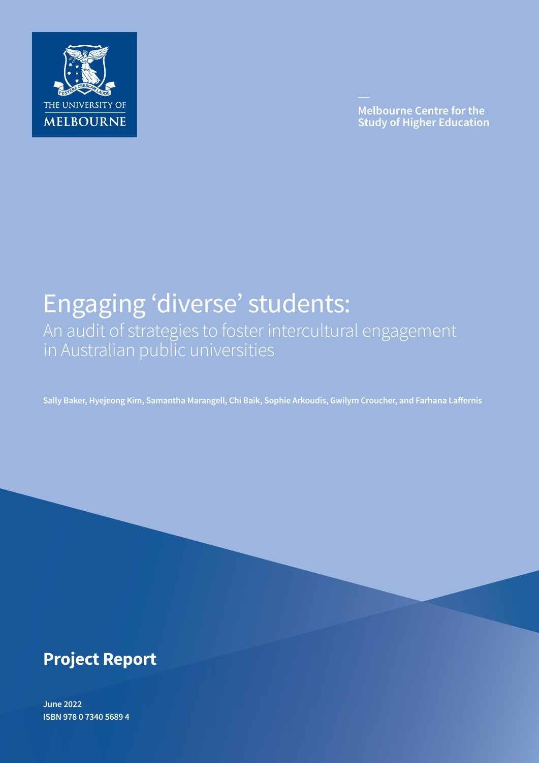THE UNIVERSITY OF MELBOURNE

Melbourne Centre for the Study of Higher Education

# Engaging 'diverse' students:

## An audit of strategies to foster intercultural engagement in Australian public universities

**Sally Baker, Hyejeong Kim, Samantha Marangell, Chi Baik, Sophie Arkoudis, Gwilym Croucher, and Farhana Laffernis**

**Project Report**

**June 2022**
**ISBN 978 0 7340 5689 4**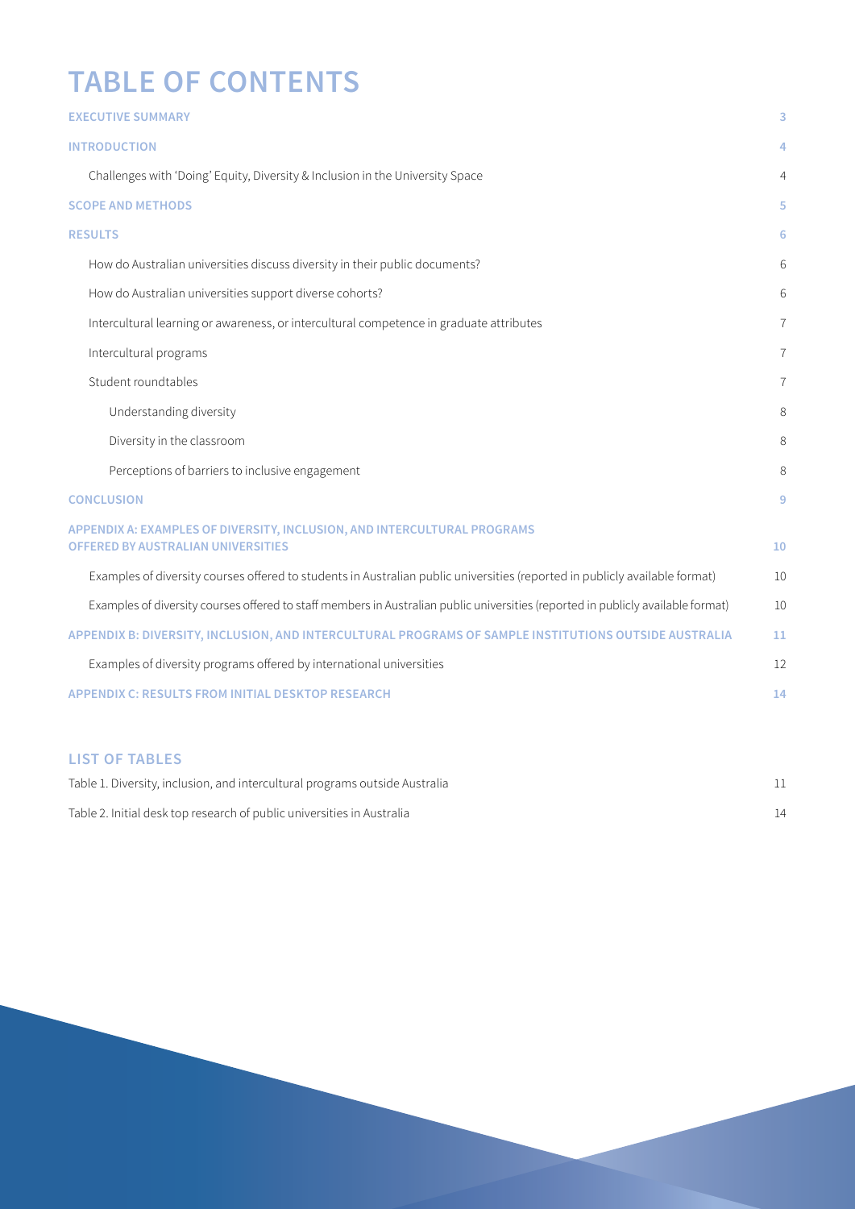# TABLE OF CONTENTS

| | |
|---|---|
| **EXECUTIVE SUMMARY** | 3 |
| **INTRODUCTION** | 4 |
| Challenges with 'Doing' Equity, Diversity & Inclusion in the University Space | 4 |
| **SCOPE AND METHODS** | 5 |
| **RESULTS** | 6 |
| How do Australian universities discuss diversity in their public documents? | 6 |
| How do Australian universities support diverse cohorts? | 6 |
| Intercultural learning or awareness, or intercultural competence in graduate attributes | 7 |
| Intercultural programs | 7 |
| Student roundtables | 7 |
| Understanding diversity | 8 |
| Diversity in the classroom | 8 |
| Perceptions of barriers to inclusive engagement | 8 |
| **CONCLUSION** | 9 |
| **APPENDIX A: EXAMPLES OF DIVERSITY, INCLUSION, AND INTERCULTURAL PROGRAMS OFFERED BY AUSTRALIAN UNIVERSITIES** | 10 |
| Examples of diversity courses offered to students in Australian public universities (reported in publicly available format) | 10 |
| Examples of diversity courses offered to staff members in Australian public universities (reported in publicly available format) | 10 |
| **APPENDIX B: DIVERSITY, INCLUSION, AND INTERCULTURAL PROGRAMS OF SAMPLE INSTITUTIONS OUTSIDE AUSTRALIA** | 11 |
| Examples of diversity programs offered by international universities | 12 |
| **APPENDIX C: RESULTS FROM INITIAL DESKTOP RESEARCH** | 14 |

## LIST OF TABLES

| | |
|---|---|
| Table 1. Diversity, inclusion, and intercultural programs outside Australia | 11 |
| Table 2. Initial desk top research of public universities in Australia | 14 |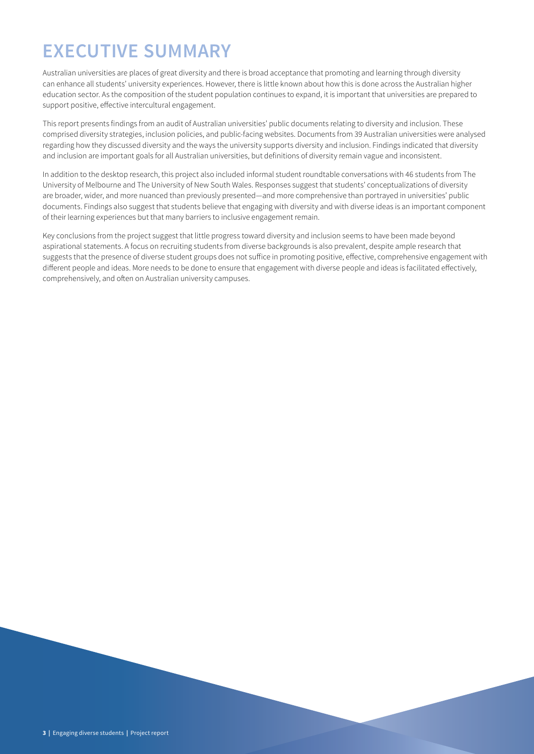# EXECUTIVE SUMMARY

Australian universities are places of great diversity and there is broad acceptance that promoting and learning through diversity can enhance all students' university experiences. However, there is little known about how this is done across the Australian higher education sector. As the composition of the student population continues to expand, it is important that universities are prepared to support positive, effective intercultural engagement.

This report presents findings from an audit of Australian universities' public documents relating to diversity and inclusion. These comprised diversity strategies, inclusion policies, and public-facing websites. Documents from 39 Australian universities were analysed regarding how they discussed diversity and the ways the university supports diversity and inclusion. Findings indicated that diversity and inclusion are important goals for all Australian universities, but definitions of diversity remain vague and inconsistent.

In addition to the desktop research, this project also included informal student roundtable conversations with 46 students from The University of Melbourne and The University of New South Wales. Responses suggest that students' conceptualizations of diversity are broader, wider, and more nuanced than previously presented—and more comprehensive than portrayed in universities' public documents. Findings also suggest that students believe that engaging with diversity and with diverse ideas is an important component of their learning experiences but that many barriers to inclusive engagement remain.

Key conclusions from the project suggest that little progress toward diversity and inclusion seems to have been made beyond aspirational statements. A focus on recruiting students from diverse backgrounds is also prevalent, despite ample research that suggests that the presence of diverse student groups does not suffice in promoting positive, effective, comprehensive engagement with different people and ideas. More needs to be done to ensure that engagement with diverse people and ideas is facilitated effectively, comprehensively, and often on Australian university campuses.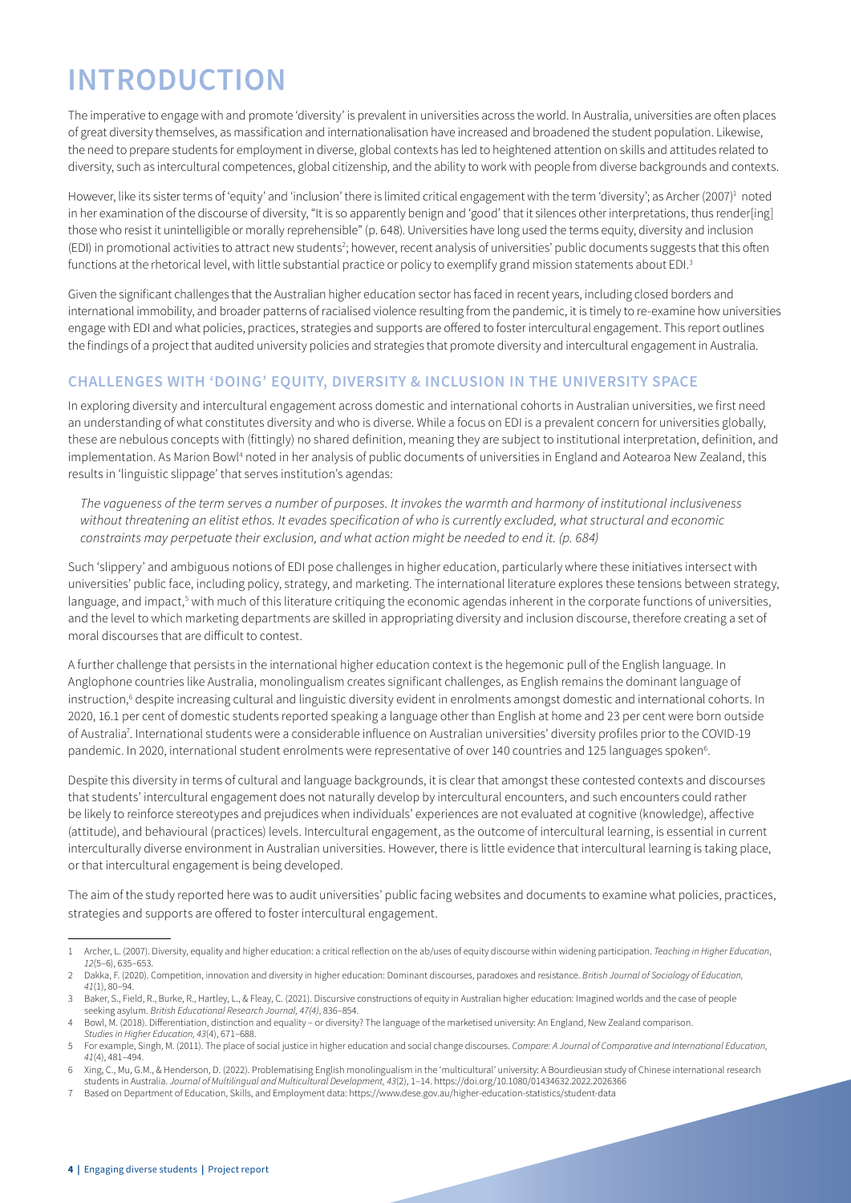# INTRODUCTION

The imperative to engage with and promote 'diversity' is prevalent in universities across the world. In Australia, universities are often places of great diversity themselves, as massification and internationalisation have increased and broadened the student population. Likewise, the need to prepare students for employment in diverse, global contexts has led to heightened attention on skills and attitudes related to diversity, such as intercultural competences, global citizenship, and the ability to work with people from diverse backgrounds and contexts.

However, like its sister terms of 'equity' and 'inclusion' there is limited critical engagement with the term 'diversity'; as Archer (2007)[1] noted in her examination of the discourse of diversity, "It is so apparently benign and 'good' that it silences other interpretations, thus render[ing] those who resist it unintelligible or morally reprehensible" (p. 648). Universities have long used the terms equity, diversity and inclusion (EDI) in promotional activities to attract new students[2]; however, recent analysis of universities' public documents suggests that this often functions at the rhetorical level, with little substantial practice or policy to exemplify grand mission statements about EDI.[3]

Given the significant challenges that the Australian higher education sector has faced in recent years, including closed borders and international immobility, and broader patterns of racialised violence resulting from the pandemic, it is timely to re-examine how universities engage with EDI and what policies, practices, strategies and supports are offered to foster intercultural engagement. This report outlines the findings of a project that audited university policies and strategies that promote diversity and intercultural engagement in Australia.

## CHALLENGES WITH 'DOING' EQUITY, DIVERSITY & INCLUSION IN THE UNIVERSITY SPACE

In exploring diversity and intercultural engagement across domestic and international cohorts in Australian universities, we first need an understanding of what constitutes diversity and who is diverse. While a focus on EDI is a prevalent concern for universities globally, these are nebulous concepts with (fittingly) no shared definition, meaning they are subject to institutional interpretation, definition, and implementation. As Marion Bowl[4] noted in her analysis of public documents of universities in England and Aotearoa New Zealand, this results in 'linguistic slippage' that serves institution's agendas:

> *The vagueness of the term serves a number of purposes. It invokes the warmth and harmony of institutional inclusiveness without threatening an elitist ethos. It evades specification of who is currently excluded, what structural and economic constraints may perpetuate their exclusion, and what action might be needed to end it. (p. 684)*

Such 'slippery' and ambiguous notions of EDI pose challenges in higher education, particularly where these initiatives intersect with universities' public face, including policy, strategy, and marketing. The international literature explores these tensions between strategy, language, and impact,[5] with much of this literature critiquing the economic agendas inherent in the corporate functions of universities, and the level to which marketing departments are skilled in appropriating diversity and inclusion discourse, therefore creating a set of moral discourses that are difficult to contest.

A further challenge that persists in the international higher education context is the hegemonic pull of the English language. In Anglophone countries like Australia, monolingualism creates significant challenges, as English remains the dominant language of instruction,[6] despite increasing cultural and linguistic diversity evident in enrolments amongst domestic and international cohorts. In 2020, 16.1 per cent of domestic students reported speaking a language other than English at home and 23 per cent were born outside of Australia[7]. International students were a considerable influence on Australian universities' diversity profiles prior to the COVID-19 pandemic. In 2020, international student enrolments were representative of over 140 countries and 125 languages spoken[6].

Despite this diversity in terms of cultural and language backgrounds, it is clear that amongst these contested contexts and discourses that students' intercultural engagement does not naturally develop by intercultural encounters, and such encounters could rather be likely to reinforce stereotypes and prejudices when individuals' experiences are not evaluated at cognitive (knowledge), affective (attitude), and behavioural (practices) levels. Intercultural engagement, as the outcome of intercultural learning, is essential in current interculturally diverse environment in Australian universities. However, there is little evidence that intercultural learning is taking place, or that intercultural engagement is being developed.

The aim of the study reported here was to audit universities' public facing websites and documents to examine what policies, practices, strategies and supports are offered to foster intercultural engagement.

---

1 Archer, L. (2007). Diversity, equality and higher education: a critical reflection on the ab/uses of equity discourse within widening participation. *Teaching in Higher Education*, *12*(5–6), 635–653.

2 Dakka, F. (2020). Competition, innovation and diversity in higher education: Dominant discourses, paradoxes and resistance. *British Journal of Sociology of Education, 41*(1), 80–94.

3 Baker, S., Field, R., Burke, R., Hartley, L., & Fleay, C. (2021). Discursive constructions of equity in Australian higher education: Imagined worlds and the case of people seeking asylum. *British Educational Research Journal, 47(4)*, 836–854.

4 Bowl, M. (2018). Differentiation, distinction and equality – or diversity? The language of the marketised university: An England, New Zealand comparison. *Studies in Higher Education, 43*(4), 671–688.

5 For example, Singh, M. (2011). The place of social justice in higher education and social change discourses. *Compare: A Journal of Comparative and International Education, 41*(4), 481–494.

6 Xing, C., Mu, G.M., & Henderson, D. (2022). Problematising English monolingualism in the 'multicultural' university: A Bourdieusian study of Chinese international research students in Australia. *Journal of Multilingual and Multicultural Development, 43*(2), 1–14. https://doi.org/10.1080/01434632.2022.2026366

7 Based on Department of Education, Skills, and Employment data: https://www.dese.gov.au/higher-education-statistics/student-data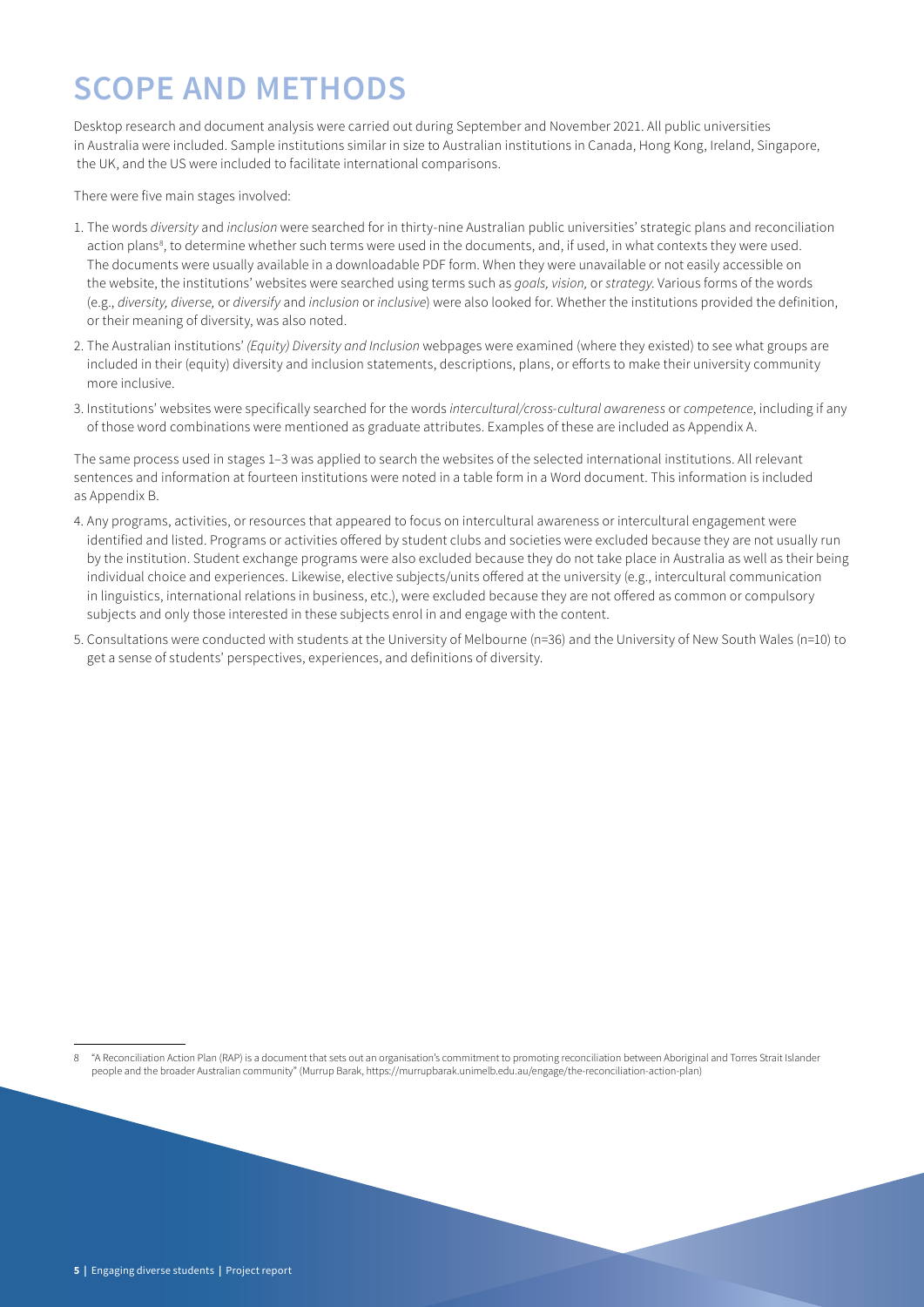# SCOPE AND METHODS

Desktop research and document analysis were carried out during September and November 2021. All public universities in Australia were included. Sample institutions similar in size to Australian institutions in Canada, Hong Kong, Ireland, Singapore, the UK, and the US were included to facilitate international comparisons.

There were five main stages involved:

1. The words *diversity* and *inclusion* were searched for in thirty-nine Australian public universities' strategic plans and reconciliation action plans[8], to determine whether such terms were used in the documents, and, if used, in what contexts they were used. The documents were usually available in a downloadable PDF form. When they were unavailable or not easily accessible on the website, the institutions' websites were searched using terms such as *goals, vision,* or *strategy*. Various forms of the words (e.g., *diversity, diverse,* or *diversify* and *inclusion* or *inclusive*) were also looked for. Whether the institutions provided the definition, or their meaning of diversity, was also noted.
2. The Australian institutions' *(Equity) Diversity and Inclusion* webpages were examined (where they existed) to see what groups are included in their (equity) diversity and inclusion statements, descriptions, plans, or efforts to make their university community more inclusive.
3. Institutions' websites were specifically searched for the words *intercultural/cross-cultural awareness* or *competence*, including if any of those word combinations were mentioned as graduate attributes. Examples of these are included as Appendix A.

The same process used in stages 1–3 was applied to search the websites of the selected international institutions. All relevant sentences and information at fourteen institutions were noted in a table form in a Word document. This information is included as Appendix B.

4. Any programs, activities, or resources that appeared to focus on intercultural awareness or intercultural engagement were identified and listed. Programs or activities offered by student clubs and societies were excluded because they are not usually run by the institution. Student exchange programs were also excluded because they do not take place in Australia as well as their being individual choice and experiences. Likewise, elective subjects/units offered at the university (e.g., intercultural communication in linguistics, international relations in business, etc.), were excluded because they are not offered as common or compulsory subjects and only those interested in these subjects enrol in and engage with the content.
5. Consultations were conducted with students at the University of Melbourne (n=36) and the University of New South Wales (n=10) to get a sense of students' perspectives, experiences, and definitions of diversity.

---

[8] "A Reconciliation Action Plan (RAP) is a document that sets out an organisation's commitment to promoting reconciliation between Aboriginal and Torres Strait Islander people and the broader Australian community" (Murrup Barak, https://murrupbarak.unimelb.edu.au/engage/the-reconciliation-action-plan)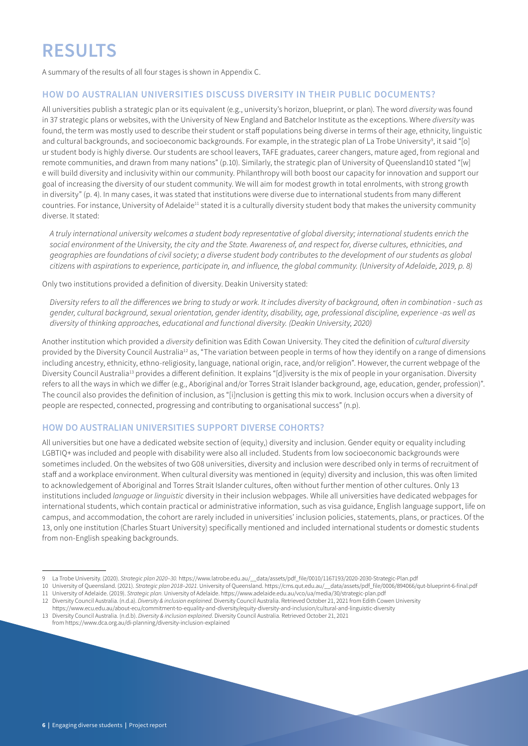# RESULTS

A summary of the results of all four stages is shown in Appendix C.

## HOW DO AUSTRALIAN UNIVERSITIES DISCUSS DIVERSITY IN THEIR PUBLIC DOCUMENTS?

All universities publish a strategic plan or its equivalent (e.g., university's horizon, blueprint, or plan). The word *diversity* was found in 37 strategic plans or websites, with the University of New England and Batchelor Institute as the exceptions. Where *diversity* was found, the term was mostly used to describe their student or staff populations being diverse in terms of their age, ethnicity, linguistic and cultural backgrounds, and socioeconomic backgrounds. For example, in the strategic plan of La Trobe University[9], it said "[o] ur student body is highly diverse. Our students are school leavers, TAFE graduates, career changers, mature aged, from regional and remote communities, and drawn from many nations" (p.10). Similarly, the strategic plan of University of Queensland10 stated "[w] e will build diversity and inclusivity within our community. Philanthropy will both boost our capacity for innovation and support our goal of increasing the diversity of our student community. We will aim for modest growth in total enrolments, with strong growth in diversity" (p. 4). In many cases, it was stated that institutions were diverse due to international students from many different countries. For instance, University of Adelaide[11] stated it is a culturally diversity student body that makes the university community diverse. It stated:

> *A truly international university welcomes a student body representative of global diversity; international students enrich the social environment of the University, the city and the State. Awareness of, and respect for, diverse cultures, ethnicities, and geographies are foundations of civil society; a diverse student body contributes to the development of our students as global citizens with aspirations to experience, participate in, and influence, the global community. (University of Adelaide, 2019, p. 8)*

Only two institutions provided a definition of diversity. Deakin University stated:

> *Diversity refers to all the differences we bring to study or work. It includes diversity of background, often in combination - such as gender, cultural background, sexual orientation, gender identity, disability, age, professional discipline, experience -as well as diversity of thinking approaches, educational and functional diversity. (Deakin University, 2020)*

Another institution which provided a *diversity* definition was Edith Cowan University. They cited the definition of *cultural diversity* provided by the Diversity Council Australia[12] as, "The variation between people in terms of how they identify on a range of dimensions including ancestry, ethnicity, ethno-religiosity, language, national origin, race, and/or religion". However, the current webpage of the Diversity Council Australia[13] provides a different definition. It explains "[d]iversity is the mix of people in your organisation. Diversity refers to all the ways in which we differ (e.g., Aboriginal and/or Torres Strait Islander background, age, education, gender, profession)". The council also provides the definition of inclusion, as "[i]nclusion is getting this mix to work. Inclusion occurs when a diversity of people are respected, connected, progressing and contributing to organisational success" (n.p).

## HOW DO AUSTRALIAN UNIVERSITIES SUPPORT DIVERSE COHORTS?

All universities but one have a dedicated website section of (equity,) diversity and inclusion. Gender equity or equality including LGBTIQ+ was included and people with disability were also all included. Students from low socioeconomic backgrounds were sometimes included. On the websites of two G08 universities, diversity and inclusion were described only in terms of recruitment of staff and a workplace environment. When cultural diversity was mentioned in (equity) diversity and inclusion, this was often limited to acknowledgement of Aboriginal and Torres Strait Islander cultures, often without further mention of other cultures. Only 13 institutions included *language* or *linguistic* diversity in their inclusion webpages. While all universities have dedicated webpages for international students, which contain practical or administrative information, such as visa guidance, English language support, life on campus, and accommodation, the cohort are rarely included in universities' inclusion policies, statements, plans, or practices. Of the 13, only one institution (Charles Stuart University) specifically mentioned and included international students or domestic students from non-English speaking backgrounds.

---

9 La Trobe University. (2020). *Strategic plan 2020–30.* https://www.latrobe.edu.au/__data/assets/pdf_file/0010/1167193/2020-2030-Strategic-Plan.pdf

10 University of Queensland. (2021). *Strategic plan 2018–2021.* University of Queensland. https://cms.qut.edu.au/__data/assets/pdf_file/0006/894066/qut-blueprint-6-final.pdf

11 University of Adelaide. (2019). *Strategic plan.* University of Adelaide. https://www.adelaide.edu.au/vco/ua/media/30/strategic-plan.pdf

12 Diversity Council Australia. (n.d.a). *Diversity & inclusion explained.* Diversity Council Australia. Retrieved October 21, 2021 from Edith Cowen University https://www.ecu.edu.au/about-ecu/commitment-to-equality-and-diversity/equity-diversity-and-inclusion/cultural-and-linguistic-diversity

13 Diversity Council Australia. (n.d.b). *Diversity & inclusion explained.* Diversity Council Australia. Retrieved October 21, 2021 from https://www.dca.org.au/di-planning/diversity-inclusion-explained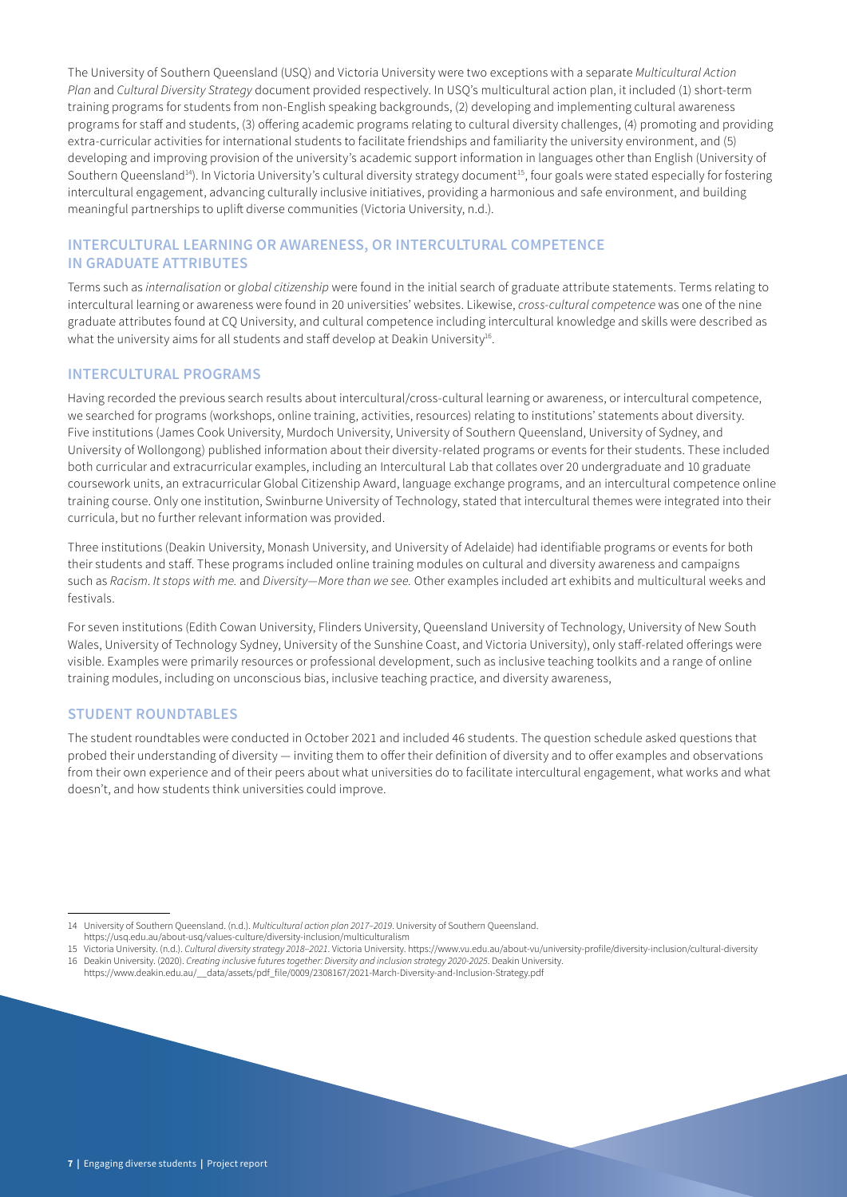The University of Southern Queensland (USQ) and Victoria University were two exceptions with a separate *Multicultural Action Plan* and *Cultural Diversity Strategy* document provided respectively. In USQ's multicultural action plan, it included (1) short-term training programs for students from non-English speaking backgrounds, (2) developing and implementing cultural awareness programs for staff and students, (3) offering academic programs relating to cultural diversity challenges, (4) promoting and providing extra-curricular activities for international students to facilitate friendships and familiarity the university environment, and (5) developing and improving provision of the university's academic support information in languages other than English (University of Southern Queensland[14]). In Victoria University's cultural diversity strategy document[15], four goals were stated especially for fostering intercultural engagement, advancing culturally inclusive initiatives, providing a harmonious and safe environment, and building meaningful partnerships to uplift diverse communities (Victoria University, n.d.).

## INTERCULTURAL LEARNING OR AWARENESS, OR INTERCULTURAL COMPETENCE IN GRADUATE ATTRIBUTES

Terms such as *internalisation* or *global citizenship* were found in the initial search of graduate attribute statements. Terms relating to intercultural learning or awareness were found in 20 universities' websites. Likewise, *cross-cultural competence* was one of the nine graduate attributes found at CQ University, and cultural competence including intercultural knowledge and skills were described as what the university aims for all students and staff develop at Deakin University[16].

## INTERCULTURAL PROGRAMS

Having recorded the previous search results about intercultural/cross-cultural learning or awareness, or intercultural competence, we searched for programs (workshops, online training, activities, resources) relating to institutions' statements about diversity. Five institutions (James Cook University, Murdoch University, University of Southern Queensland, University of Sydney, and University of Wollongong) published information about their diversity-related programs or events for their students. These included both curricular and extracurricular examples, including an Intercultural Lab that collates over 20 undergraduate and 10 graduate coursework units, an extracurricular Global Citizenship Award, language exchange programs, and an intercultural competence online training course. Only one institution, Swinburne University of Technology, stated that intercultural themes were integrated into their curricula, but no further relevant information was provided.

Three institutions (Deakin University, Monash University, and University of Adelaide) had identifiable programs or events for both their students and staff. These programs included online training modules on cultural and diversity awareness and campaigns such as *Racism. It stops with me.* and *Diversity—More than we see.* Other examples included art exhibits and multicultural weeks and festivals.

For seven institutions (Edith Cowan University, Flinders University, Queensland University of Technology, University of New South Wales, University of Technology Sydney, University of the Sunshine Coast, and Victoria University), only staff-related offerings were visible. Examples were primarily resources or professional development, such as inclusive teaching toolkits and a range of online training modules, including on unconscious bias, inclusive teaching practice, and diversity awareness,

## STUDENT ROUNDTABLES

The student roundtables were conducted in October 2021 and included 46 students. The question schedule asked questions that probed their understanding of diversity — inviting them to offer their definition of diversity and to offer examples and observations from their own experience and of their peers about what universities do to facilitate intercultural engagement, what works and what doesn't, and how students think universities could improve.

---

14 University of Southern Queensland. (n.d.). *Multicultural action plan 2017–2019*. University of Southern Queensland. https://usq.edu.au/about-usq/values-culture/diversity-inclusion/multiculturalism

15 Victoria University. (n.d.). *Cultural diversity strategy 2018–2021*. Victoria University. https://www.vu.edu.au/about-vu/university-profile/diversity-inclusion/cultural-diversity

16 Deakin University. (2020). *Creating inclusive futures together: Diversity and inclusion strategy 2020-2025*. Deakin University. https://www.deakin.edu.au/__data/assets/pdf_file/0009/2308167/2021-March-Diversity-and-Inclusion-Strategy.pdf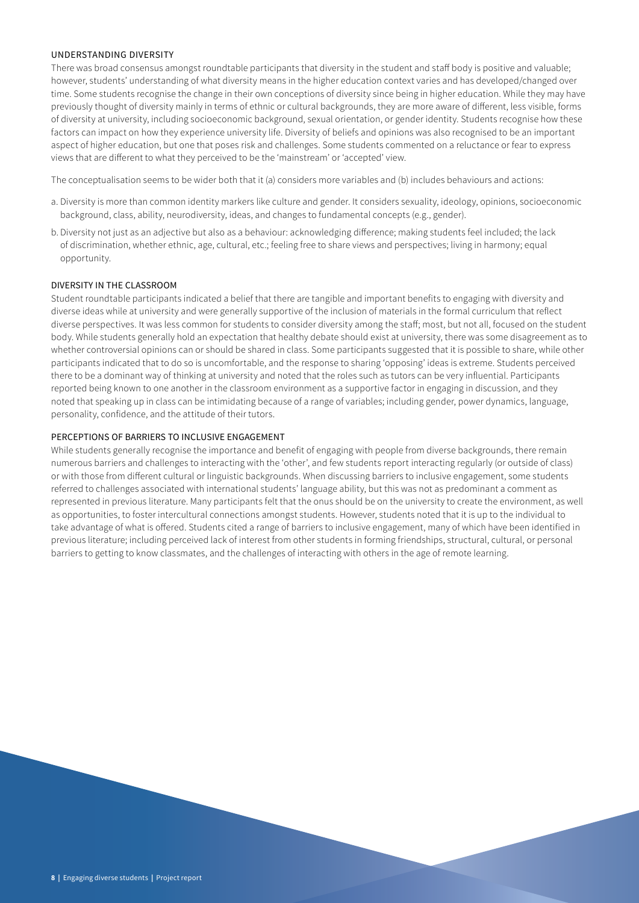### UNDERSTANDING DIVERSITY

There was broad consensus amongst roundtable participants that diversity in the student and staff body is positive and valuable; however, students' understanding of what diversity means in the higher education context varies and has developed/changed over time. Some students recognise the change in their own conceptions of diversity since being in higher education. While they may have previously thought of diversity mainly in terms of ethnic or cultural backgrounds, they are more aware of different, less visible, forms of diversity at university, including socioeconomic background, sexual orientation, or gender identity. Students recognise how these factors can impact on how they experience university life. Diversity of beliefs and opinions was also recognised to be an important aspect of higher education, but one that poses risk and challenges. Some students commented on a reluctance or fear to express views that are different to what they perceived to be the 'mainstream' or 'accepted' view.

The conceptualisation seems to be wider both that it (a) considers more variables and (b) includes behaviours and actions:

a. Diversity is more than common identity markers like culture and gender. It considers sexuality, ideology, opinions, socioeconomic background, class, ability, neurodiversity, ideas, and changes to fundamental concepts (e.g., gender).

b. Diversity not just as an adjective but also as a behaviour: acknowledging difference; making students feel included; the lack of discrimination, whether ethnic, age, cultural, etc.; feeling free to share views and perspectives; living in harmony; equal opportunity.

### DIVERSITY IN THE CLASSROOM

Student roundtable participants indicated a belief that there are tangible and important benefits to engaging with diversity and diverse ideas while at university and were generally supportive of the inclusion of materials in the formal curriculum that reflect diverse perspectives. It was less common for students to consider diversity among the staff; most, but not all, focused on the student body. While students generally hold an expectation that healthy debate should exist at university, there was some disagreement as to whether controversial opinions can or should be shared in class. Some participants suggested that it is possible to share, while other participants indicated that to do so is uncomfortable, and the response to sharing 'opposing' ideas is extreme. Students perceived there to be a dominant way of thinking at university and noted that the roles such as tutors can be very influential. Participants reported being known to one another in the classroom environment as a supportive factor in engaging in discussion, and they noted that speaking up in class can be intimidating because of a range of variables; including gender, power dynamics, language, personality, confidence, and the attitude of their tutors.

### PERCEPTIONS OF BARRIERS TO INCLUSIVE ENGAGEMENT

While students generally recognise the importance and benefit of engaging with people from diverse backgrounds, there remain numerous barriers and challenges to interacting with the 'other', and few students report interacting regularly (or outside of class) or with those from different cultural or linguistic backgrounds. When discussing barriers to inclusive engagement, some students referred to challenges associated with international students' language ability, but this was not as predominant a comment as represented in previous literature. Many participants felt that the onus should be on the university to create the environment, as well as opportunities, to foster intercultural connections amongst students. However, students noted that it is up to the individual to take advantage of what is offered. Students cited a range of barriers to inclusive engagement, many of which have been identified in previous literature; including perceived lack of interest from other students in forming friendships, structural, cultural, or personal barriers to getting to know classmates, and the challenges of interacting with others in the age of remote learning.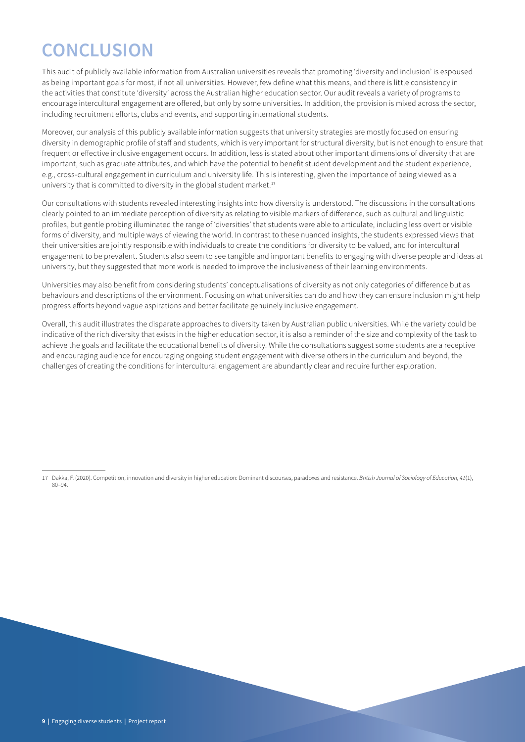# CONCLUSION

This audit of publicly available information from Australian universities reveals that promoting 'diversity and inclusion' is espoused as being important goals for most, if not all universities. However, few define what this means, and there is little consistency in the activities that constitute 'diversity' across the Australian higher education sector. Our audit reveals a variety of programs to encourage intercultural engagement are offered, but only by some universities. In addition, the provision is mixed across the sector, including recruitment efforts, clubs and events, and supporting international students.

Moreover, our analysis of this publicly available information suggests that university strategies are mostly focused on ensuring diversity in demographic profile of staff and students, which is very important for structural diversity, but is not enough to ensure that frequent or effective inclusive engagement occurs. In addition, less is stated about other important dimensions of diversity that are important, such as graduate attributes, and which have the potential to benefit student development and the student experience, e.g., cross-cultural engagement in curriculum and university life. This is interesting, given the importance of being viewed as a university that is committed to diversity in the global student market.[17]

Our consultations with students revealed interesting insights into how diversity is understood. The discussions in the consultations clearly pointed to an immediate perception of diversity as relating to visible markers of difference, such as cultural and linguistic profiles, but gentle probing illuminated the range of 'diversities' that students were able to articulate, including less overt or visible forms of diversity, and multiple ways of viewing the world. In contrast to these nuanced insights, the students expressed views that their universities are jointly responsible with individuals to create the conditions for diversity to be valued, and for intercultural engagement to be prevalent. Students also seem to see tangible and important benefits to engaging with diverse people and ideas at university, but they suggested that more work is needed to improve the inclusiveness of their learning environments.

Universities may also benefit from considering students' conceptualisations of diversity as not only categories of difference but as behaviours and descriptions of the environment. Focusing on what universities can do and how they can ensure inclusion might help progress efforts beyond vague aspirations and better facilitate genuinely inclusive engagement.

Overall, this audit illustrates the disparate approaches to diversity taken by Australian public universities. While the variety could be indicative of the rich diversity that exists in the higher education sector, it is also a reminder of the size and complexity of the task to achieve the goals and facilitate the educational benefits of diversity. While the consultations suggest some students are a receptive and encouraging audience for encouraging ongoing student engagement with diverse others in the curriculum and beyond, the challenges of creating the conditions for intercultural engagement are abundantly clear and require further exploration.

---

17 Dakka, F. (2020). Competition, innovation and diversity in higher education: Dominant discourses, paradoxes and resistance. *British Journal of Sociology of Education, 41*(1), 80–94.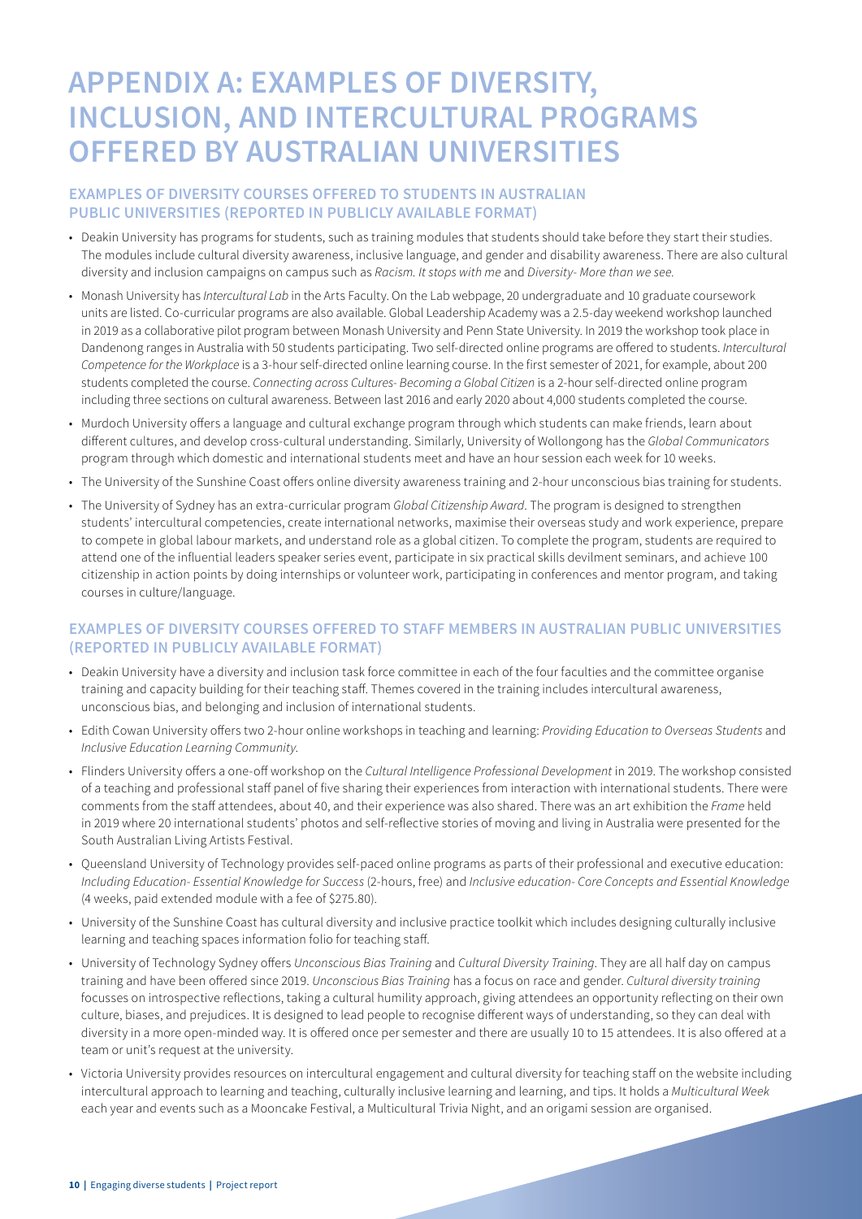# APPENDIX A: EXAMPLES OF DIVERSITY, INCLUSION, AND INTERCULTURAL PROGRAMS OFFERED BY AUSTRALIAN UNIVERSITIES

## EXAMPLES OF DIVERSITY COURSES OFFERED TO STUDENTS IN AUSTRALIAN PUBLIC UNIVERSITIES (REPORTED IN PUBLICLY AVAILABLE FORMAT)

- Deakin University has programs for students, such as training modules that students should take before they start their studies. The modules include cultural diversity awareness, inclusive language, and gender and disability awareness. There are also cultural diversity and inclusion campaigns on campus such as *Racism. It stops with me* and *Diversity- More than we see.*
- Monash University has *Intercultural Lab* in the Arts Faculty. On the Lab webpage, 20 undergraduate and 10 graduate coursework units are listed. Co-curricular programs are also available. Global Leadership Academy was a 2.5-day weekend workshop launched in 2019 as a collaborative pilot program between Monash University and Penn State University. In 2019 the workshop took place in Dandenong ranges in Australia with 50 students participating. Two self-directed online programs are offered to students. *Intercultural Competence for the Workplace* is a 3-hour self-directed online learning course. In the first semester of 2021, for example, about 200 students completed the course. *Connecting across Cultures- Becoming a Global Citizen* is a 2-hour self-directed online program including three sections on cultural awareness. Between last 2016 and early 2020 about 4,000 students completed the course.
- Murdoch University offers a language and cultural exchange program through which students can make friends, learn about different cultures, and develop cross-cultural understanding. Similarly, University of Wollongong has the *Global Communicators* program through which domestic and international students meet and have an hour session each week for 10 weeks.
- The University of the Sunshine Coast offers online diversity awareness training and 2-hour unconscious bias training for students.
- The University of Sydney has an extra-curricular program *Global Citizenship Award*. The program is designed to strengthen students' intercultural competencies, create international networks, maximise their overseas study and work experience, prepare to compete in global labour markets, and understand role as a global citizen. To complete the program, students are required to attend one of the influential leaders speaker series event, participate in six practical skills devilment seminars, and achieve 100 citizenship in action points by doing internships or volunteer work, participating in conferences and mentor program, and taking courses in culture/language.

## EXAMPLES OF DIVERSITY COURSES OFFERED TO STAFF MEMBERS IN AUSTRALIAN PUBLIC UNIVERSITIES (REPORTED IN PUBLICLY AVAILABLE FORMAT)

- Deakin University have a diversity and inclusion task force committee in each of the four faculties and the committee organise training and capacity building for their teaching staff. Themes covered in the training includes intercultural awareness, unconscious bias, and belonging and inclusion of international students.
- Edith Cowan University offers two 2-hour online workshops in teaching and learning: *Providing Education to Overseas Students* and *Inclusive Education Learning Community*.
- Flinders University offers a one-off workshop on the *Cultural Intelligence Professional Development* in 2019. The workshop consisted of a teaching and professional staff panel of five sharing their experiences from interaction with international students. There were comments from the staff attendees, about 40, and their experience was also shared. There was an art exhibition the *Frame* held in 2019 where 20 international students' photos and self-reflective stories of moving and living in Australia were presented for the South Australian Living Artists Festival.
- Queensland University of Technology provides self-paced online programs as parts of their professional and executive education: *Including Education- Essential Knowledge for Success* (2-hours, free) and *Inclusive education- Core Concepts and Essential Knowledge* (4 weeks, paid extended module with a fee of $275.80).
- University of the Sunshine Coast has cultural diversity and inclusive practice toolkit which includes designing culturally inclusive learning and teaching spaces information folio for teaching staff.
- University of Technology Sydney offers *Unconscious Bias Training* and *Cultural Diversity Training*. They are all half day on campus training and have been offered since 2019. *Unconscious Bias Training* has a focus on race and gender. *Cultural diversity training* focusses on introspective reflections, taking a cultural humility approach, giving attendees an opportunity reflecting on their own culture, biases, and prejudices. It is designed to lead people to recognise different ways of understanding, so they can deal with diversity in a more open-minded way. It is offered once per semester and there are usually 10 to 15 attendees. It is also offered at a team or unit's request at the university.
- Victoria University provides resources on intercultural engagement and cultural diversity for teaching staff on the website including intercultural approach to learning and teaching, culturally inclusive learning and learning, and tips. It holds a *Multicultural Week* each year and events such as a Mooncake Festival, a Multicultural Trivia Night, and an origami session are organised.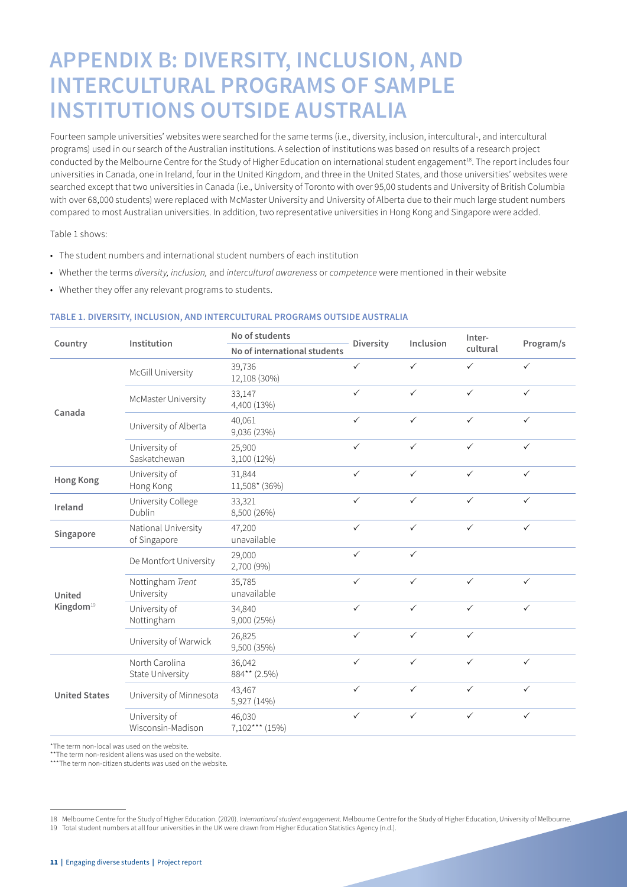# APPENDIX B: DIVERSITY, INCLUSION, AND INTERCULTURAL PROGRAMS OF SAMPLE INSTITUTIONS OUTSIDE AUSTRALIA

Fourteen sample universities' websites were searched for the same terms (i.e., diversity, inclusion, intercultural-, and intercultural programs) used in our search of the Australian institutions. A selection of institutions was based on results of a research project conducted by the Melbourne Centre for the Study of Higher Education on international student engagement[18]. The report includes four universities in Canada, one in Ireland, four in the United Kingdom, and three in the United States, and those universities' websites were searched except that two universities in Canada (i.e., University of Toronto with over 95,00 students and University of British Columbia with over 68,000 students) were replaced with McMaster University and University of Alberta due to their much large student numbers compared to most Australian universities. In addition, two representative universities in Hong Kong and Singapore were added.

Table 1 shows:

- The student numbers and international student numbers of each institution
- Whether the terms *diversity, inclusion,* and *intercultural awareness* or *competence* were mentioned in their website
- Whether they offer any relevant programs to students.

**TABLE 1. DIVERSITY, INCLUSION, AND INTERCULTURAL PROGRAMS OUTSIDE AUSTRALIA**

| Country | Institution | No of students<br>No of international students | Diversity | Inclusion | Inter-cultural | Program/s |
|---|---|---|---|---|---|---|
| Canada | McGill University | 39,736<br>12,108 (30%) | ✓ | ✓ | ✓ | ✓ |
| | McMaster University | 33,147<br>4,400 (13%) | ✓ | ✓ | ✓ | ✓ |
| | University of Alberta | 40,061<br>9,036 (23%) | ✓ | ✓ | ✓ | ✓ |
| | University of Saskatchewan | 25,900<br>3,100 (12%) | ✓ | ✓ | ✓ | ✓ |
| Hong Kong | University of Hong Kong | 31,844<br>11,508* (36%) | ✓ | ✓ | ✓ | ✓ |
| Ireland | University College Dublin | 33,321<br>8,500 (26%) | ✓ | ✓ | ✓ | ✓ |
| Singapore | National University of Singapore | 47,200<br>unavailable | ✓ | ✓ | ✓ | ✓ |
| United Kingdom[19] | De Montfort University | 29,000<br>2,700 (9%) | ✓ | ✓ | | |
| | Nottingham *Trent* University | 35,785<br>unavailable | ✓ | ✓ | ✓ | ✓ |
| | University of Nottingham | 34,840<br>9,000 (25%) | ✓ | ✓ | ✓ | ✓ |
| | University of Warwick | 26,825<br>9,500 (35%) | ✓ | ✓ | ✓ | |
| United States | North Carolina State University | 36,042<br>884** (2.5%) | ✓ | ✓ | ✓ | ✓ |
| | University of Minnesota | 43,467<br>5,927 (14%) | ✓ | ✓ | ✓ | ✓ |
| | University of Wisconsin-Madison | 46,030<br>7,102*** (15%) | ✓ | ✓ | ✓ | ✓ |

*The term non-local was used on the website.
**The term non-resident aliens was used on the website.
***The term non-citizen students was used on the website.

---

18 Melbourne Centre for the Study of Higher Education. (2020). *International student engagement*. Melbourne Centre for the Study of Higher Education, University of Melbourne.

19 Total student numbers at all four universities in the UK were drawn from Higher Education Statistics Agency (n.d.).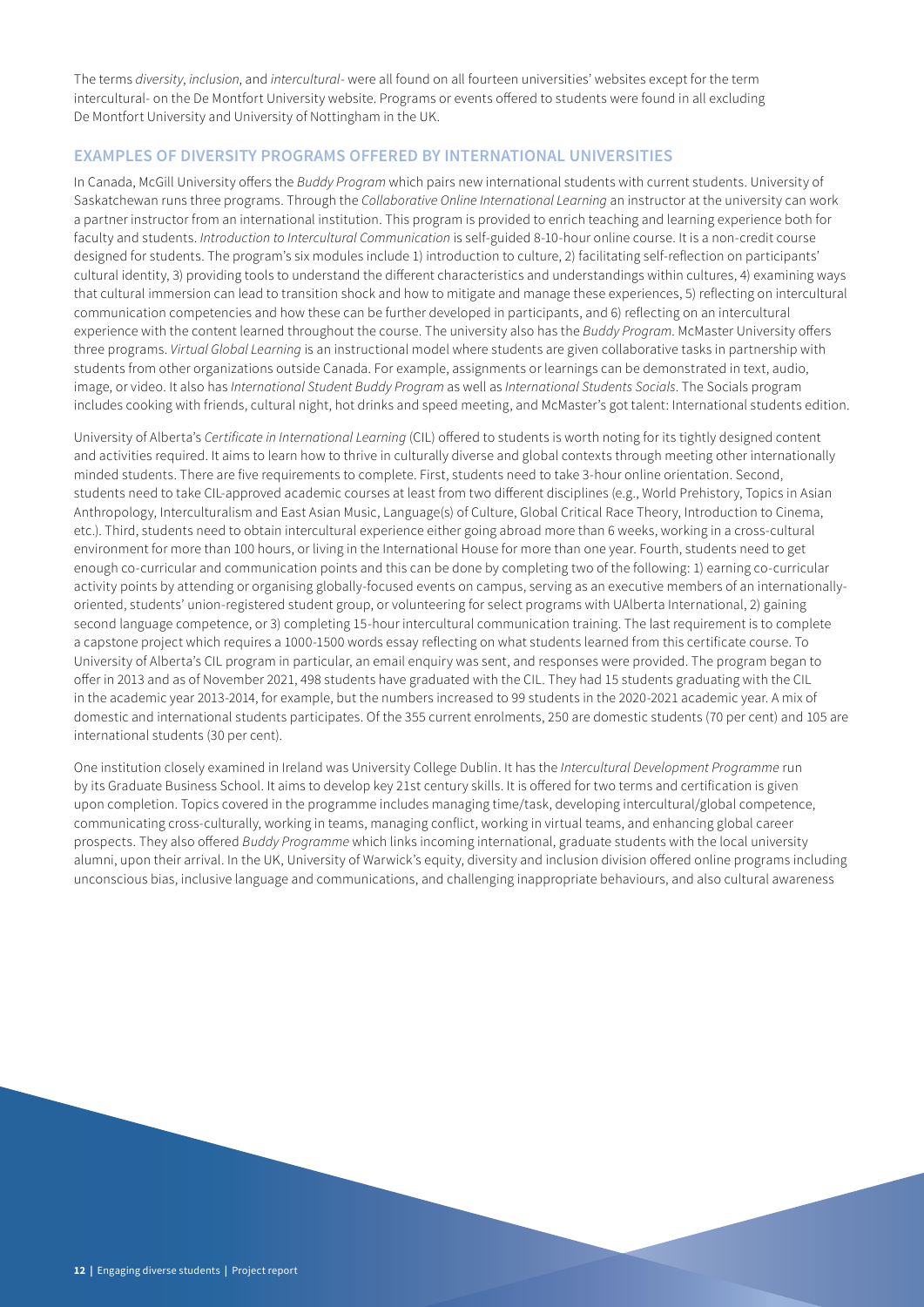The terms *diversity*, *inclusion*, and *intercultural-* were all found on all fourteen universities' websites except for the term intercultural- on the De Montfort University website. Programs or events offered to students were found in all excluding De Montfort University and University of Nottingham in the UK.

## EXAMPLES OF DIVERSITY PROGRAMS OFFERED BY INTERNATIONAL UNIVERSITIES

In Canada, McGill University offers the *Buddy Program* which pairs new international students with current students. University of Saskatchewan runs three programs. Through the *Collaborative Online International Learning* an instructor at the university can work a partner instructor from an international institution. This program is provided to enrich teaching and learning experience both for faculty and students. *Introduction to Intercultural Communication* is self-guided 8-10-hour online course. It is a non-credit course designed for students. The program's six modules include 1) introduction to culture, 2) facilitating self-reflection on participants' cultural identity, 3) providing tools to understand the different characteristics and understandings within cultures, 4) examining ways that cultural immersion can lead to transition shock and how to mitigate and manage these experiences, 5) reflecting on intercultural communication competencies and how these can be further developed in participants, and 6) reflecting on an intercultural experience with the content learned throughout the course. The university also has the *Buddy Program*. McMaster University offers three programs. *Virtual Global Learning* is an instructional model where students are given collaborative tasks in partnership with students from other organizations outside Canada. For example, assignments or learnings can be demonstrated in text, audio, image, or video. It also has *International Student Buddy Program* as well as *International Students Socials*. The Socials program includes cooking with friends, cultural night, hot drinks and speed meeting, and McMaster's got talent: International students edition.

University of Alberta's *Certificate in International Learning* (CIL) offered to students is worth noting for its tightly designed content and activities required. It aims to learn how to thrive in culturally diverse and global contexts through meeting other internationally minded students. There are five requirements to complete. First, students need to take 3-hour online orientation. Second, students need to take CIL-approved academic courses at least from two different disciplines (e.g., World Prehistory, Topics in Asian Anthropology, Interculturalism and East Asian Music, Language(s) of Culture, Global Critical Race Theory, Introduction to Cinema, etc.). Third, students need to obtain intercultural experience either going abroad more than 6 weeks, working in a cross-cultural environment for more than 100 hours, or living in the International House for more than one year. Fourth, students need to get enough co-curricular and communication points and this can be done by completing two of the following: 1) earning co-curricular activity points by attending or organising globally-focused events on campus, serving as an executive members of an internationally-oriented, students' union-registered student group, or volunteering for select programs with UAlberta International, 2) gaining second language competence, or 3) completing 15-hour intercultural communication training. The last requirement is to complete a capstone project which requires a 1000-1500 words essay reflecting on what students learned from this certificate course. To University of Alberta's CIL program in particular, an email enquiry was sent, and responses were provided. The program began to offer in 2013 and as of November 2021, 498 students have graduated with the CIL. They had 15 students graduating with the CIL in the academic year 2013-2014, for example, but the numbers increased to 99 students in the 2020-2021 academic year. A mix of domestic and international students participates. Of the 355 current enrolments, 250 are domestic students (70 per cent) and 105 are international students (30 per cent).

One institution closely examined in Ireland was University College Dublin. It has the *Intercultural Development Programme* run by its Graduate Business School. It aims to develop key 21st century skills. It is offered for two terms and certification is given upon completion. Topics covered in the programme includes managing time/task, developing intercultural/global competence, communicating cross-culturally, working in teams, managing conflict, working in virtual teams, and enhancing global career prospects. They also offered *Buddy Programme* which links incoming international, graduate students with the local university alumni, upon their arrival. In the UK, University of Warwick's equity, diversity and inclusion division offered online programs including unconscious bias, inclusive language and communications, and challenging inappropriate behaviours, and also cultural awareness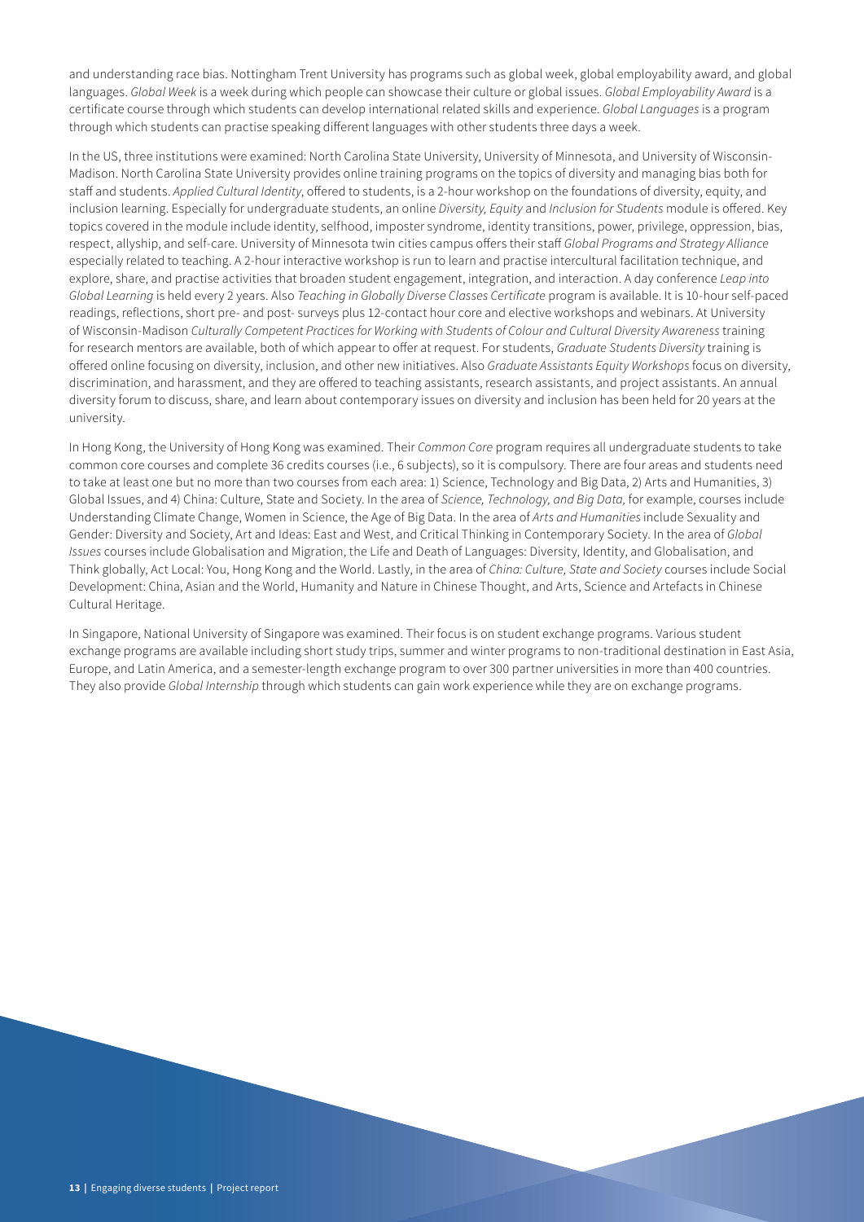and understanding race bias. Nottingham Trent University has programs such as global week, global employability award, and global languages. *Global Week* is a week during which people can showcase their culture or global issues. *Global Employability Award* is a certificate course through which students can develop international related skills and experience. *Global Languages* is a program through which students can practise speaking different languages with other students three days a week.

In the US, three institutions were examined: North Carolina State University, University of Minnesota, and University of Wisconsin-Madison. North Carolina State University provides online training programs on the topics of diversity and managing bias both for staff and students. *Applied Cultural Identity*, offered to students, is a 2-hour workshop on the foundations of diversity, equity, and inclusion learning. Especially for undergraduate students, an online *Diversity, Equity* and *Inclusion for Students* module is offered. Key topics covered in the module include identity, selfhood, imposter syndrome, identity transitions, power, privilege, oppression, bias, respect, allyship, and self-care. University of Minnesota twin cities campus offers their staff *Global Programs and Strategy Alliance* especially related to teaching. A 2-hour interactive workshop is run to learn and practise intercultural facilitation technique, and explore, share, and practise activities that broaden student engagement, integration, and interaction. A day conference *Leap into Global Learning* is held every 2 years. Also *Teaching in Globally Diverse Classes Certificate* program is available. It is 10-hour self-paced readings, reflections, short pre- and post- surveys plus 12-contact hour core and elective workshops and webinars. At University of Wisconsin-Madison *Culturally Competent Practices for Working with Students of Colour and Cultural Diversity Awareness* training for research mentors are available, both of which appear to offer at request. For students, *Graduate Students Diversity* training is offered online focusing on diversity, inclusion, and other new initiatives. Also *Graduate Assistants Equity Workshops* focus on diversity, discrimination, and harassment, and they are offered to teaching assistants, research assistants, and project assistants. An annual diversity forum to discuss, share, and learn about contemporary issues on diversity and inclusion has been held for 20 years at the university.

In Hong Kong, the University of Hong Kong was examined. Their *Common Core* program requires all undergraduate students to take common core courses and complete 36 credits courses (i.e., 6 subjects), so it is compulsory. There are four areas and students need to take at least one but no more than two courses from each area: 1) Science, Technology and Big Data, 2) Arts and Humanities, 3) Global Issues, and 4) China: Culture, State and Society. In the area of *Science, Technology, and Big Data,* for example, courses include Understanding Climate Change, Women in Science, the Age of Big Data. In the area of *Arts and Humanities* include Sexuality and Gender: Diversity and Society, Art and Ideas: East and West, and Critical Thinking in Contemporary Society. In the area of *Global Issues* courses include Globalisation and Migration, the Life and Death of Languages: Diversity, Identity, and Globalisation, and Think globally, Act Local: You, Hong Kong and the World. Lastly, in the area of *China: Culture, State and Society* courses include Social Development: China, Asian and the World, Humanity and Nature in Chinese Thought, and Arts, Science and Artefacts in Chinese Cultural Heritage.

In Singapore, National University of Singapore was examined. Their focus is on student exchange programs. Various student exchange programs are available including short study trips, summer and winter programs to non-traditional destination in East Asia, Europe, and Latin America, and a semester-length exchange program to over 300 partner universities in more than 400 countries. They also provide *Global Internship* through which students can gain work experience while they are on exchange programs.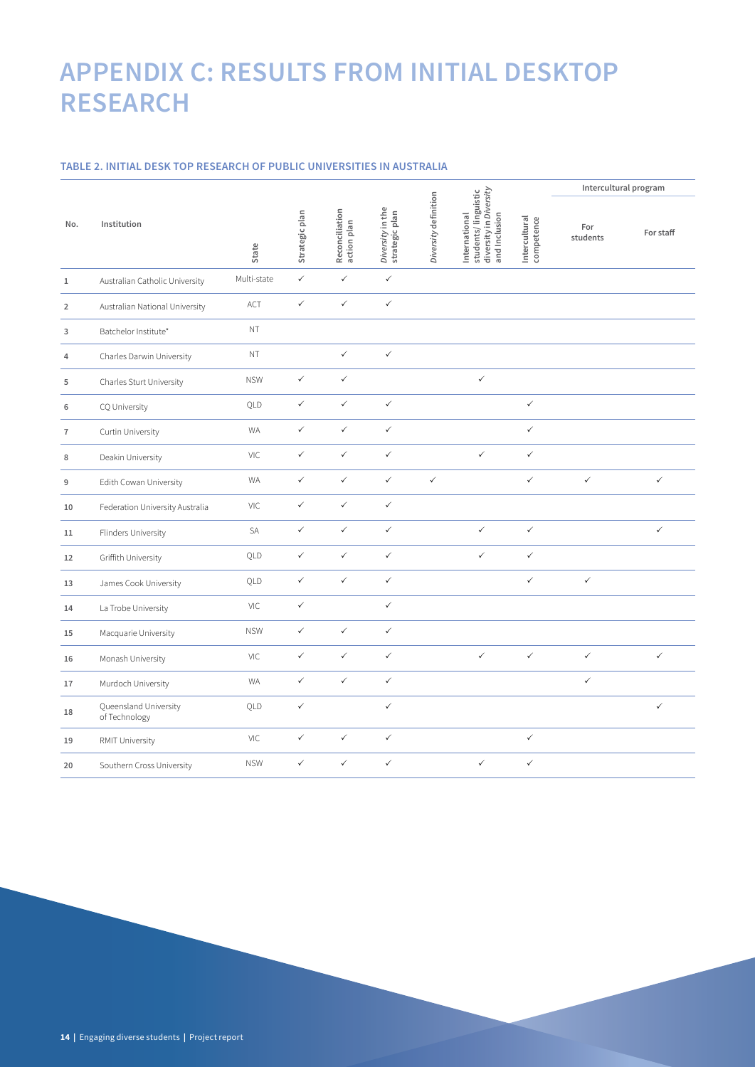# APPENDIX C: RESULTS FROM INITIAL DESKTOP RESEARCH

### TABLE 2. INITIAL DESK TOP RESEARCH OF PUBLIC UNIVERSITIES IN AUSTRALIA

| No. | Institution | State | Strategic plan | Reconciliation action plan | *Diversity* in the strategic plan | *Diversity* definition | International students/ linguistic diversity in *Diversity* and Inclusion | Intercultural competence | Intercultural program | |
|---|---|---|---|---|---|---|---|---|---|---|
| | | | | | | | | | For students | For staff |
| 1 | Australian Catholic University | Multi-state | ✓ | ✓ | ✓ | | | | | |
| 2 | Australian National University | ACT | ✓ | ✓ | ✓ | | | | | |
| 3 | Batchelor Institute* | NT | | | | | | | | |
| 4 | Charles Darwin University | NT | | ✓ | ✓ | | | | | |
| 5 | Charles Sturt University | NSW | ✓ | ✓ | | | ✓ | | | |
| 6 | CQ University | QLD | ✓ | ✓ | ✓ | | | ✓ | | |
| 7 | Curtin University | WA | ✓ | ✓ | ✓ | | | ✓ | | |
| 8 | Deakin University | VIC | ✓ | ✓ | ✓ | | ✓ | ✓ | | |
| 9 | Edith Cowan University | WA | ✓ | ✓ | ✓ | ✓ | | ✓ | ✓ | ✓ |
| 10 | Federation University Australia | VIC | ✓ | ✓ | ✓ | | | | | |
| 11 | Flinders University | SA | ✓ | ✓ | ✓ | | ✓ | ✓ | | ✓ |
| 12 | Griffith University | QLD | ✓ | ✓ | ✓ | | ✓ | ✓ | | |
| 13 | James Cook University | QLD | ✓ | ✓ | ✓ | | | ✓ | ✓ | |
| 14 | La Trobe University | VIC | ✓ | | ✓ | | | | | |
| 15 | Macquarie University | NSW | ✓ | ✓ | ✓ | | | | | |
| 16 | Monash University | VIC | ✓ | ✓ | ✓ | | ✓ | ✓ | ✓ | ✓ |
| 17 | Murdoch University | WA | ✓ | ✓ | ✓ | | | | ✓ | |
| 18 | Queensland University of Technology | QLD | ✓ | | ✓ | | | | | ✓ |
| 19 | RMIT University | VIC | ✓ | ✓ | ✓ | | | ✓ | | |
| 20 | Southern Cross University | NSW | ✓ | ✓ | ✓ | | ✓ | ✓ | | |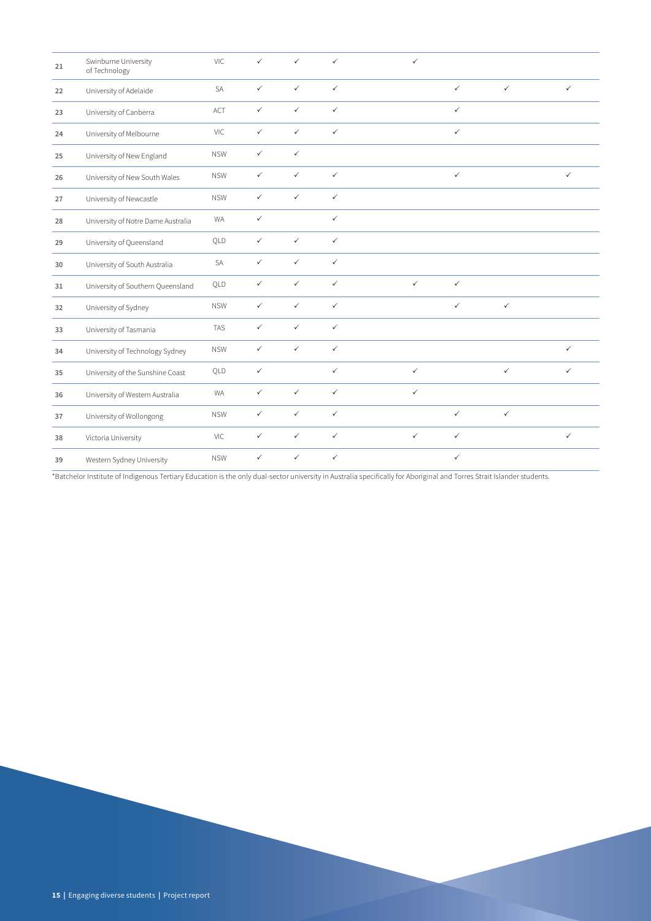| | | | | | | | | | |
|---|---|---|---|---|---|---|---|---|---|
| 21 | Swinburne University of Technology | VIC | ✓ | ✓ | ✓ | ✓ | | | |
| 22 | University of Adelaide | SA | ✓ | ✓ | ✓ | | ✓ | ✓ | ✓ |
| 23 | University of Canberra | ACT | ✓ | ✓ | ✓ | | ✓ | | |
| 24 | University of Melbourne | VIC | ✓ | ✓ | ✓ | | ✓ | | |
| 25 | University of New England | NSW | ✓ | ✓ | | | | | |
| 26 | University of New South Wales | NSW | ✓ | ✓ | ✓ | | ✓ | | ✓ |
| 27 | University of Newcastle | NSW | ✓ | ✓ | ✓ | | | | |
| 28 | University of Notre Dame Australia | WA | ✓ | | ✓ | | | | |
| 29 | University of Queensland | QLD | ✓ | ✓ | ✓ | | | | |
| 30 | University of South Australia | SA | ✓ | ✓ | ✓ | | | | |
| 31 | University of Southern Queensland | QLD | ✓ | ✓ | ✓ | ✓ | ✓ | | |
| 32 | University of Sydney | NSW | ✓ | ✓ | ✓ | | ✓ | ✓ | |
| 33 | University of Tasmania | TAS | ✓ | ✓ | ✓ | | | | |
| 34 | University of Technology Sydney | NSW | ✓ | ✓ | ✓ | | | | ✓ |
| 35 | University of the Sunshine Coast | QLD | ✓ | | ✓ | ✓ | | ✓ | ✓ |
| 36 | University of Western Australia | WA | ✓ | ✓ | ✓ | ✓ | | | |
| 37 | University of Wollongong | NSW | ✓ | ✓ | ✓ | | ✓ | ✓ | |
| 38 | Victoria University | VIC | ✓ | ✓ | ✓ | ✓ | ✓ | | ✓ |
| 39 | Western Sydney University | NSW | ✓ | ✓ | ✓ | | ✓ | | |

*Batchelor Institute of Indigenous Tertiary Education is the only dual-sector university in Australia specifically for Aboriginal and Torres Strait Islander students.